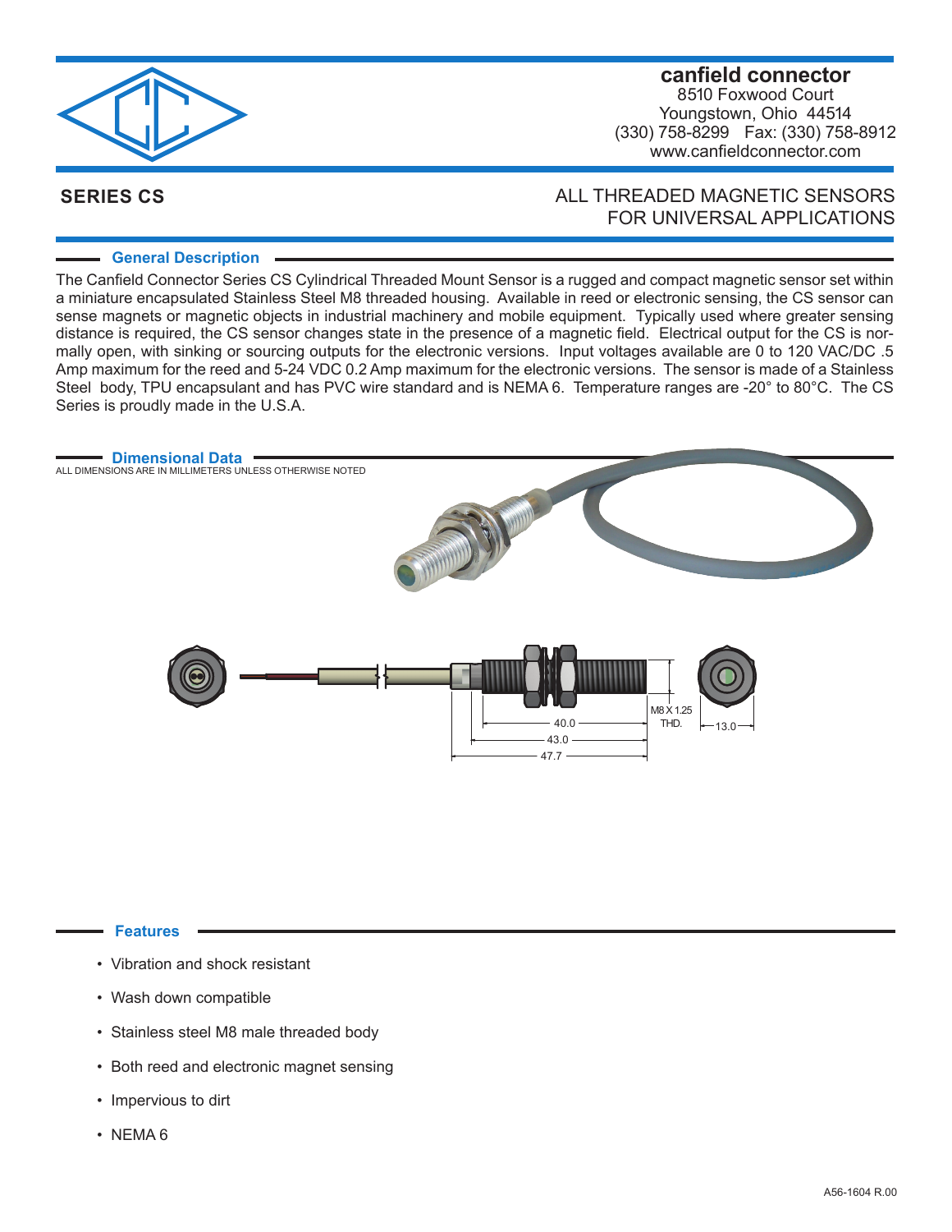**canfield connector**
8510 Foxwood Court
Youngstown, Ohio 44514
(330) 758-8299 Fax: (330) 758-8912
www.canfieldconnector.com

# SERIES CS

## ALL THREADED MAGNETIC SENSORS FOR UNIVERSAL APPLICATIONS

### General Description

The Canfield Connector Series CS Cylindrical Threaded Mount Sensor is a rugged and compact magnetic sensor set within a miniature encapsulated Stainless Steel M8 threaded housing. Available in reed or electronic sensing, the CS sensor can sense magnets or magnetic objects in industrial machinery and mobile equipment. Typically used where greater sensing distance is required, the CS sensor changes state in the presence of a magnetic field. Electrical output for the CS is normally open, with sinking or sourcing outputs for the electronic versions. Input voltages available are 0 to 120 VAC/DC .5 Amp maximum for the reed and 5-24 VDC 0.2 Amp maximum for the electronic versions. The sensor is made of a Stainless Steel body, TPU encapsulant and has PVC wire standard and is NEMA 6. Temperature ranges are -20° to 80°C. The CS Series is proudly made in the U.S.A.

### Dimensional Data

ALL DIMENSIONS ARE IN MILLIMETERS UNLESS OTHERWISE NOTED

M8 X 1.25 THD.

40.0

43.0

47.7

13.0

### Features

- Vibration and shock resistant
- Wash down compatible
- Stainless steel M8 male threaded body
- Both reed and electronic magnet sensing
- Impervious to dirt
- NEMA 6

A56-1604 R.00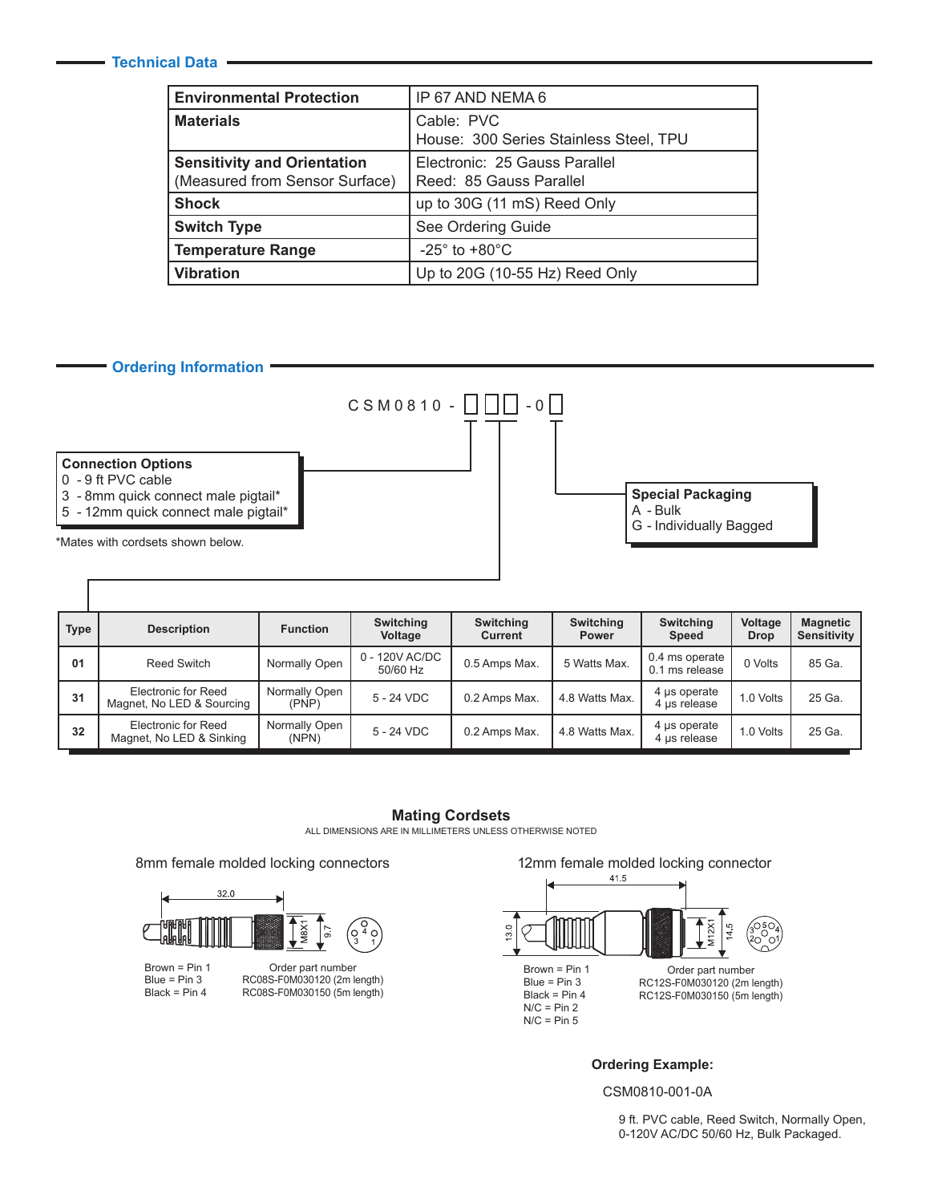## Technical Data

| | |
|---|---|
| **Environmental Protection** | IP 67 AND NEMA 6 |
| **Materials** | Cable: PVC<br>House: 300 Series Stainless Steel, TPU |
| **Sensitivity and Orientation** (Measured from Sensor Surface) | Electronic: 25 Gauss Parallel<br>Reed: 85 Gauss Parallel |
| **Shock** | up to 30G (11 mS) Reed Only |
| **Switch Type** | See Ordering Guide |
| **Temperature Range** | -25° to +80°C |
| **Vibration** | Up to 20G (10-55 Hz) Reed Only |

## Ordering Information

CSM0810 - □□□ - 0□

**Connection Options**
0 - 9 ft PVC cable
3 - 8mm quick connect male pigtail*
5 - 12mm quick connect male pigtail*

*Mates with cordsets shown below.

**Special Packaging**
A - Bulk
G - Individually Bagged

| Type | Description | Function | Switching Voltage | Switching Current | Switching Power | Switching Speed | Voltage Drop | Magnetic Sensitivity |
|---|---|---|---|---|---|---|---|---|
| **01** | Reed Switch | Normally Open | 0 - 120V AC/DC 50/60 Hz | 0.5 Amps Max. | 5 Watts Max. | 0.4 ms operate 0.1 ms release | 0 Volts | 85 Ga. |
| **31** | Electronic for Reed Magnet, No LED & Sourcing | Normally Open (PNP) | 5 - 24 VDC | 0.2 Amps Max. | 4.8 Watts Max. | 4 µs operate 4 µs release | 1.0 Volts | 25 Ga. |
| **32** | Electronic for Reed Magnet, No LED & Sinking | Normally Open (NPN) | 5 - 24 VDC | 0.2 Amps Max. | 4.8 Watts Max. | 4 µs operate 4 µs release | 1.0 Volts | 25 Ga. |

### Mating Cordsets

ALL DIMENSIONS ARE IN MILLIMETERS UNLESS OTHERWISE NOTED

**8mm female molded locking connectors**

32.0
M8X1
9.7
3 4 1

Brown = Pin 1
Blue = Pin 3
Black = Pin 4

Order part number
RC08S-F0M030120 (2m length)
RC08S-F0M030150 (5m length)

**12mm female molded locking connector**

41.5
13.0
M12X1
14.5
1 2 3 4 5

Brown = Pin 1
Blue = Pin 3
Black = Pin 4
N/C = Pin 2
N/C = Pin 5

Order part number
RC12S-F0M030120 (2m length)
RC12S-F0M030150 (5m length)

**Ordering Example:**

CSM0810-001-0A

9 ft. PVC cable, Reed Switch, Normally Open, 0-120V AC/DC 50/60 Hz, Bulk Packaged.